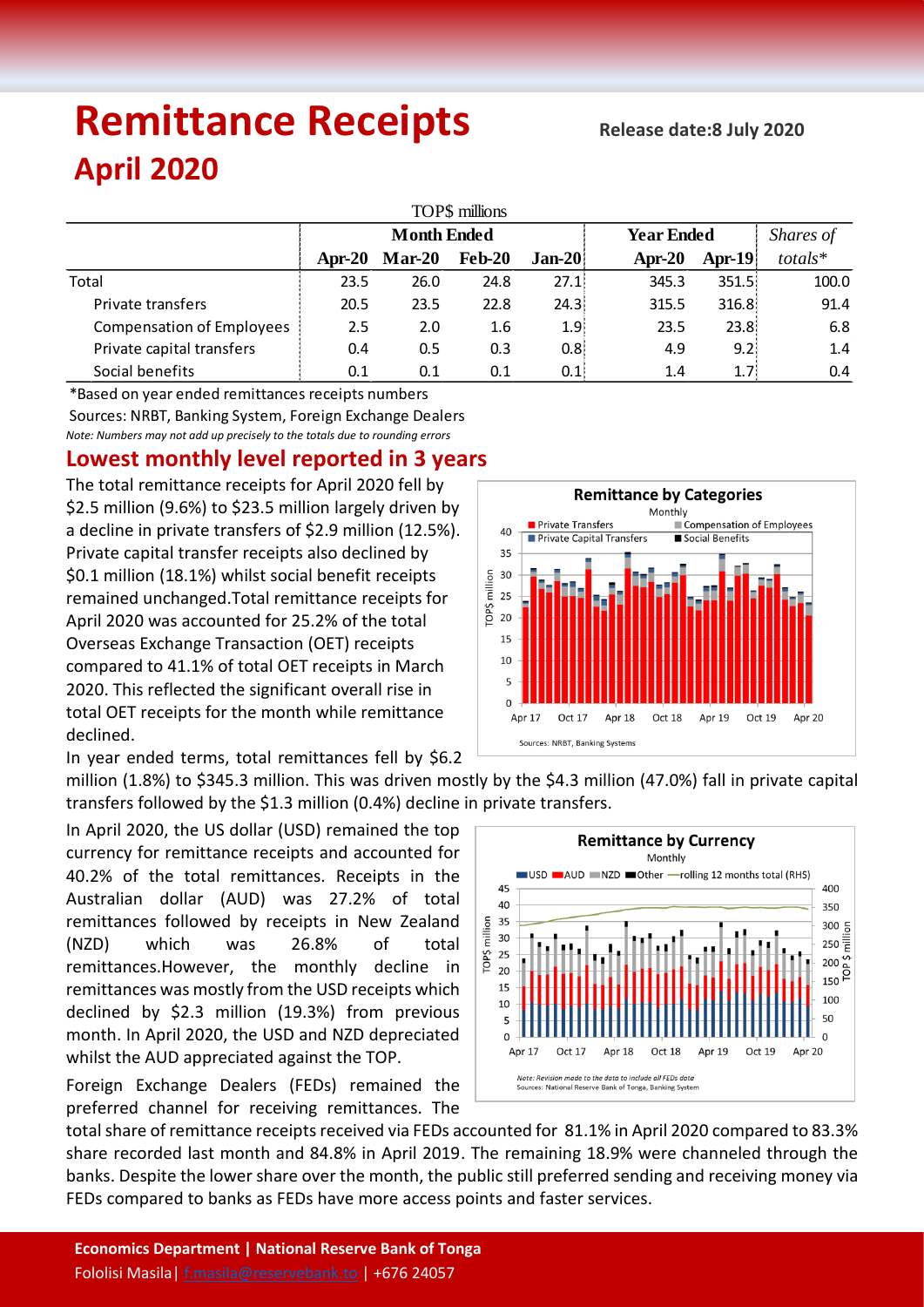# Remittance Receipts

**Release date:8 July 2020**

## April 2020

| TOP$ millions | Month Ended | | | | Year Ended | | Shares of |
|---|---|---|---|---|---|---|---|
| | Apr-20 | Mar-20 | Feb-20 | Jan-20 | Apr-20 | Apr-19 | totals* |
| Total | 23.5 | 26.0 | 24.8 | 27.1 | 345.3 | 351.5 | 100.0 |
| Private transfers | 20.5 | 23.5 | 22.8 | 24.3 | 315.5 | 316.8 | 91.4 |
| Compensation of Employees | 2.5 | 2.0 | 1.6 | 1.9 | 23.5 | 23.8 | 6.8 |
| Private capital transfers | 0.4 | 0.5 | 0.3 | 0.8 | 4.9 | 9.2 | 1.4 |
| Social benefits | 0.1 | 0.1 | 0.1 | 0.1 | 1.4 | 1.7 | 0.4 |

*Based on year ended remittances receipts numbers

Sources: NRBT, Banking System, Foreign Exchange Dealers

*Note: Numbers may not add up precisely to the totals due to rounding errors*

## Lowest monthly level reported in 3 years

The total remittance receipts for April 2020 fell by $2.5 million (9.6%) to $23.5 million largely driven by a decline in private transfers of $2.9 million (12.5%). Private capital transfer receipts also declined by $0.1 million (18.1%) whilst social benefit receipts remained unchanged.Total remittance receipts for April 2020 was accounted for 25.2% of the total Overseas Exchange Transaction (OET) receipts compared to 41.1% of total OET receipts in March 2020. This reflected the significant overall rise in total OET receipts for the month while remittance declined.

In year ended terms, total remittances fell by $6.2 million (1.8%) to $345.3 million. This was driven mostly by the $4.3 million (47.0%) fall in private capital transfers followed by the $1.3 million (0.4%) decline in private transfers.

In April 2020, the US dollar (USD) remained the top currency for remittance receipts and accounted for 40.2% of the total remittances. Receipts in the Australian dollar (AUD) was 27.2% of total remittances followed by receipts in New Zealand (NZD) which was 26.8% of total remittances.However, the monthly decline in remittances was mostly from the USD receipts which declined by $2.3 million (19.3%) from previous month. In April 2020, the USD and NZD depreciated whilst the AUD appreciated against the TOP.

Foreign Exchange Dealers (FEDs) remained the preferred channel for receiving remittances. The total share of remittance receipts received via FEDs accounted for 81.1% in April 2020 compared to 83.3% share recorded last month and 84.8% in April 2019. The remaining 18.9% were channeled through the banks. Despite the lower share over the month, the public still preferred sending and receiving money via FEDs compared to banks as FEDs have more access points and faster services.

**Economics Department | National Reserve Bank of Tonga**

Fololisi Masila| f.masila@reservebank.to | +676 24057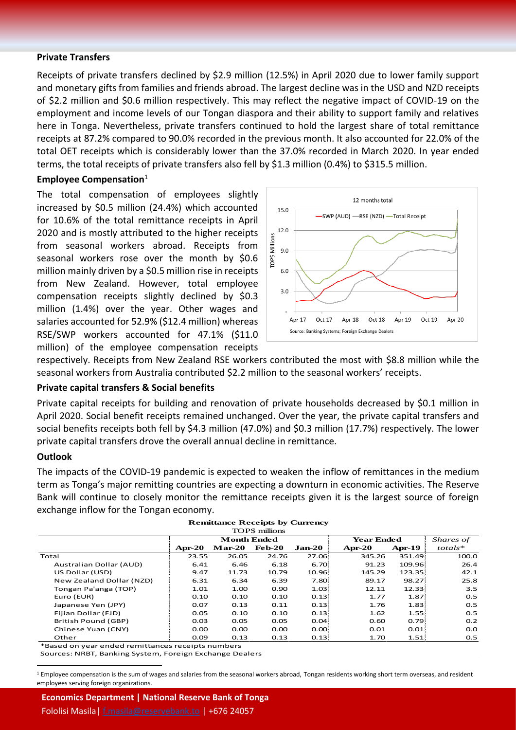**Private Transfers**

Receipts of private transfers declined by $2.9 million (12.5%) in April 2020 due to lower family support and monetary gifts from families and friends abroad. The largest decline was in the USD and NZD receipts of $2.2 million and $0.6 million respectively. This may reflect the negative impact of COVID-19 on the employment and income levels of our Tongan diaspora and their ability to support family and relatives here in Tonga. Nevertheless, private transfers continued to hold the largest share of total remittance receipts at 87.2% compared to 90.0% recorded in the previous month. It also accounted for 22.0% of the total OET receipts which is considerably lower than the 37.0% recorded in March 2020. In year ended terms, the total receipts of private transfers also fell by $1.3 million (0.4%) to $315.5 million.

**Employee Compensation**[1]

The total compensation of employees slightly increased by $0.5 million (24.4%) which accounted for 10.6% of the total remittance receipts in April 2020 and is mostly attributed to the higher receipts from seasonal workers abroad. Receipts from seasonal workers rose over the month by $0.6 million mainly driven by a $0.5 million rise in receipts from New Zealand. However, total employee compensation receipts slightly declined by $0.3 million (1.4%) over the year. Other wages and salaries accounted for 52.9% ($12.4 million) whereas RSE/SWP workers accounted for 47.1% ($11.0 million) of the employee compensation receipts respectively. Receipts from New Zealand RSE workers contributed the most with $8.8 million while the seasonal workers from Australia contributed $2.2 million to the seasonal workers' receipts.

12 months total

SWP (AUD) — RSE (NZD) — Total Receipt

TOP$ Millions

15.0
12.0
9.0
6.0
3.0
-

Apr 17 Oct 17 Apr 18 Oct 18 Apr 19 Oct 19 Apr 20

Source: Banking Systems; Foreign Exchange Dealers

**Private capital transfers & Social benefits**

Private capital receipts for building and renovation of private households decreased by $0.1 million in April 2020. Social benefit receipts remained unchanged. Over the year, the private capital transfers and social benefits receipts both fell by $4.3 million (47.0%) and $0.3 million (17.7%) respectively. The lower private capital transfers drove the overall annual decline in remittance.

**Outlook**

The impacts of the COVID-19 pandemic is expected to weaken the inflow of remittances in the medium term as Tonga's major remitting countries are expecting a downturn in economic activities. The Reserve Bank will continue to closely monitor the remittance receipts given it is the largest source of foreign exchange inflow for the Tongan economy.

**Remittance Receipts by Currency**

TOP$ millions

| | Month Ended | | | | Year Ended | | Shares of |
|---|---|---|---|---|---|---|---|
| | Apr-20 | Mar-20 | Feb-20 | Jan-20 | Apr-20 | Apr-19 | *totals** |
| Total | 23.55 | 26.05 | 24.76 | 27.06 | 345.26 | 351.49 | 100.0 |
| Australian Dollar (AUD) | 6.41 | 6.46 | 6.18 | 6.70 | 91.23 | 109.96 | 26.4 |
| US Dollar (USD) | 9.47 | 11.73 | 10.79 | 10.96 | 145.29 | 123.35 | 42.1 |
| New Zealand Dollar (NZD) | 6.31 | 6.34 | 6.39 | 7.80 | 89.17 | 98.27 | 25.8 |
| Tongan Pa'anga (TOP) | 1.01 | 1.00 | 0.90 | 1.03 | 12.11 | 12.33 | 3.5 |
| Euro (EUR) | 0.10 | 0.10 | 0.10 | 0.13 | 1.77 | 1.87 | 0.5 |
| Japanese Yen (JPY) | 0.07 | 0.13 | 0.11 | 0.13 | 1.76 | 1.83 | 0.5 |
| Fijian Dollar (FJD) | 0.05 | 0.10 | 0.10 | 0.13 | 1.62 | 1.55 | 0.5 |
| British Pound (GBP) | 0.03 | 0.05 | 0.05 | 0.04 | 0.60 | 0.79 | 0.2 |
| Chinese Yuan (CNY) | 0.00 | 0.00 | 0.00 | 0.00 | 0.01 | 0.01 | 0.0 |
| Other | 0.09 | 0.13 | 0.13 | 0.13 | 1.70 | 1.51 | 0.5 |

*Based on year ended remittances receipts numbers

Sources: NRBT, Banking System, Foreign Exchange Dealers

[1] Employee compensation is the sum of wages and salaries from the seasonal workers abroad, Tongan residents working short term overseas, and resident employees serving foreign organizations.

**Economics Department | National Reserve Bank of Tonga**

Fololisi Masila| f.masila@reservebank.to | +676 24057